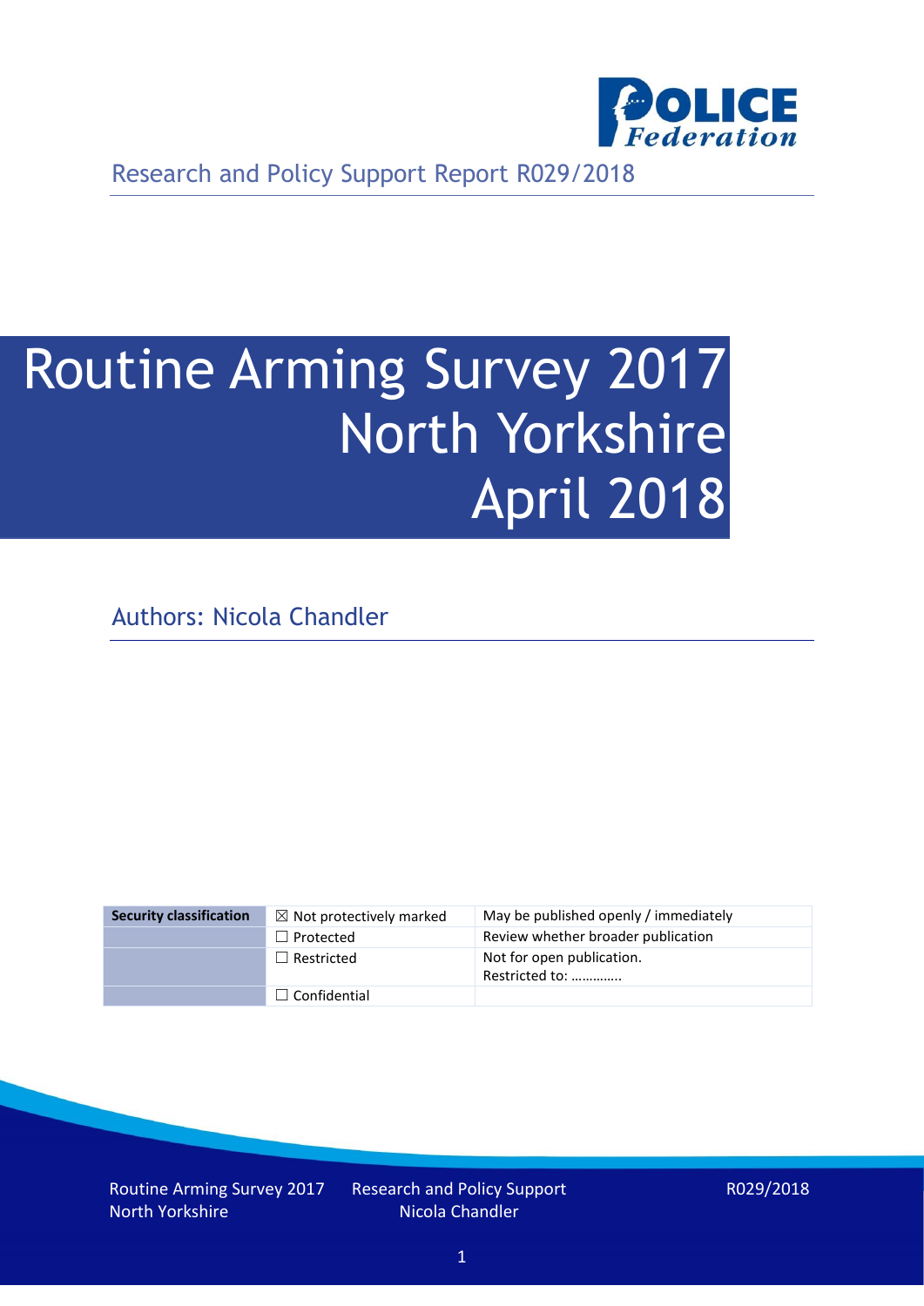Research and Policy Support Report R029/2018

# Routine Arming Survey 2017 North Yorkshire April 2018

Authors: Nicola Chandler

| Security classification | ☒ Not protectively marked | May be published openly / immediately |
|---|---|---|
| | ☐ Protected | Review whether broader publication |
| | ☐ Restricted | Not for open publication. Restricted to: ………….. |
| | ☐ Confidential | |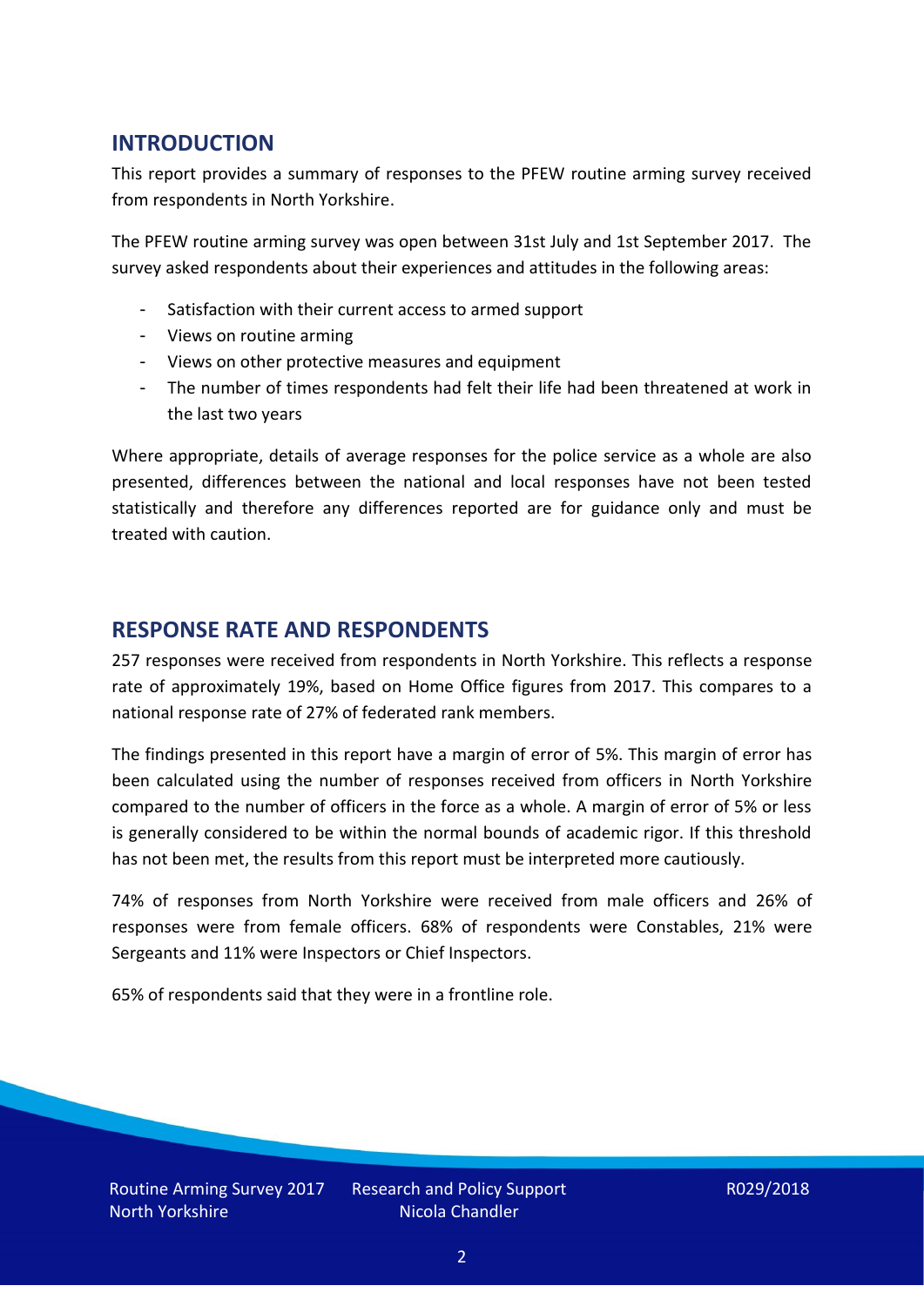## INTRODUCTION

This report provides a summary of responses to the PFEW routine arming survey received from respondents in North Yorkshire.

The PFEW routine arming survey was open between 31st July and 1st September 2017. The survey asked respondents about their experiences and attitudes in the following areas:

- Satisfaction with their current access to armed support
- Views on routine arming
- Views on other protective measures and equipment
- The number of times respondents had felt their life had been threatened at work in the last two years

Where appropriate, details of average responses for the police service as a whole are also presented, differences between the national and local responses have not been tested statistically and therefore any differences reported are for guidance only and must be treated with caution.

## RESPONSE RATE AND RESPONDENTS

257 responses were received from respondents in North Yorkshire. This reflects a response rate of approximately 19%, based on Home Office figures from 2017. This compares to a national response rate of 27% of federated rank members.

The findings presented in this report have a margin of error of 5%. This margin of error has been calculated using the number of responses received from officers in North Yorkshire compared to the number of officers in the force as a whole. A margin of error of 5% or less is generally considered to be within the normal bounds of academic rigor. If this threshold has not been met, the results from this report must be interpreted more cautiously.

74% of responses from North Yorkshire were received from male officers and 26% of responses were from female officers. 68% of respondents were Constables, 21% were Sergeants and 11% were Inspectors or Chief Inspectors.

65% of respondents said that they were in a frontline role.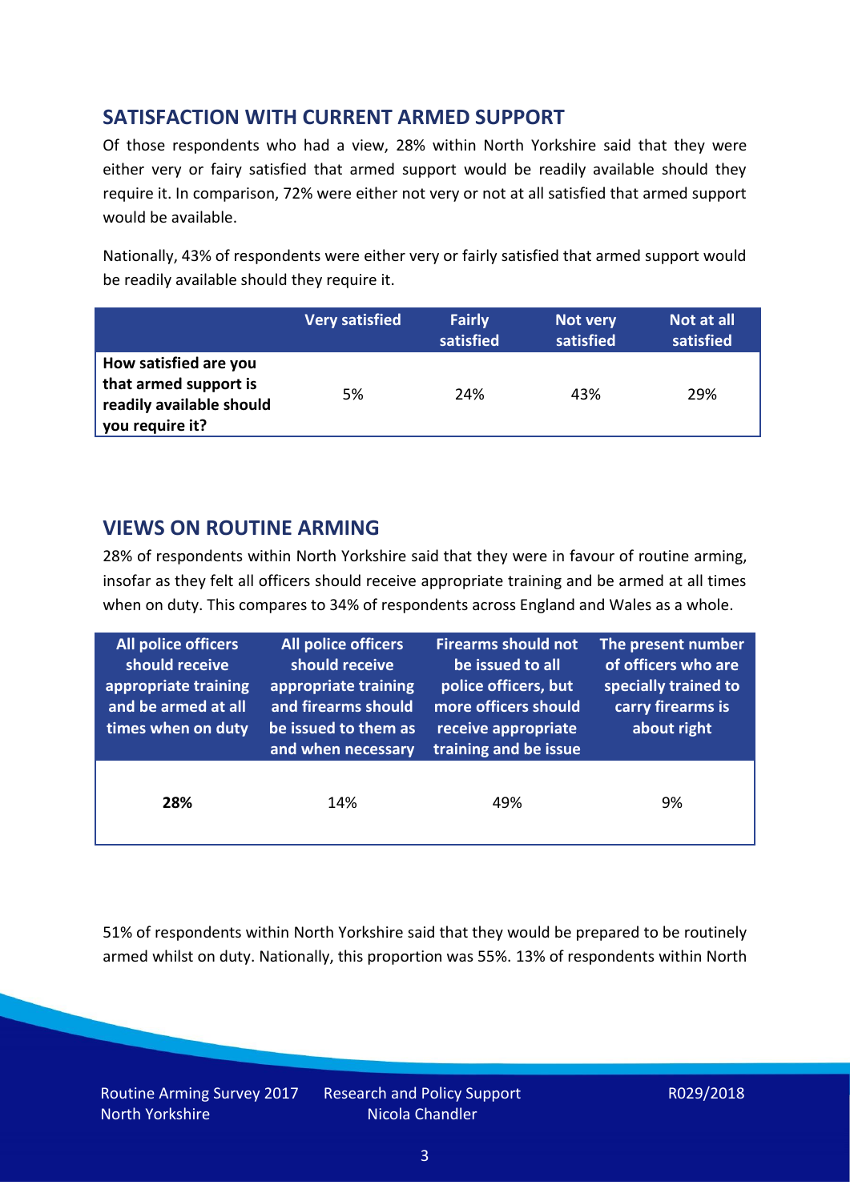## SATISFACTION WITH CURRENT ARMED SUPPORT

Of those respondents who had a view, 28% within North Yorkshire said that they were either very or fairy satisfied that armed support would be readily available should they require it. In comparison, 72% were either not very or not at all satisfied that armed support would be available.

Nationally, 43% of respondents were either very or fairly satisfied that armed support would be readily available should they require it.

| | Very satisfied | Fairly satisfied | Not very satisfied | Not at all satisfied |
|---|---|---|---|---|
| **How satisfied are you that armed support is readily available should you require it?** | 5% | 24% | 43% | 29% |

## VIEWS ON ROUTINE ARMING

28% of respondents within North Yorkshire said that they were in favour of routine arming, insofar as they felt all officers should receive appropriate training and be armed at all times when on duty. This compares to 34% of respondents across England and Wales as a whole.

| All police officers should receive appropriate training and be armed at all times when on duty | All police officers should receive appropriate training and firearms should be issued to them as and when necessary | Firearms should not be issued to all police officers, but more officers should receive appropriate training and be issue | The present number of officers who are specially trained to carry firearms is about right |
|---|---|---|---|
| **28%** | 14% | 49% | 9% |

51% of respondents within North Yorkshire said that they would be prepared to be routinely armed whilst on duty. Nationally, this proportion was 55%. 13% of respondents within North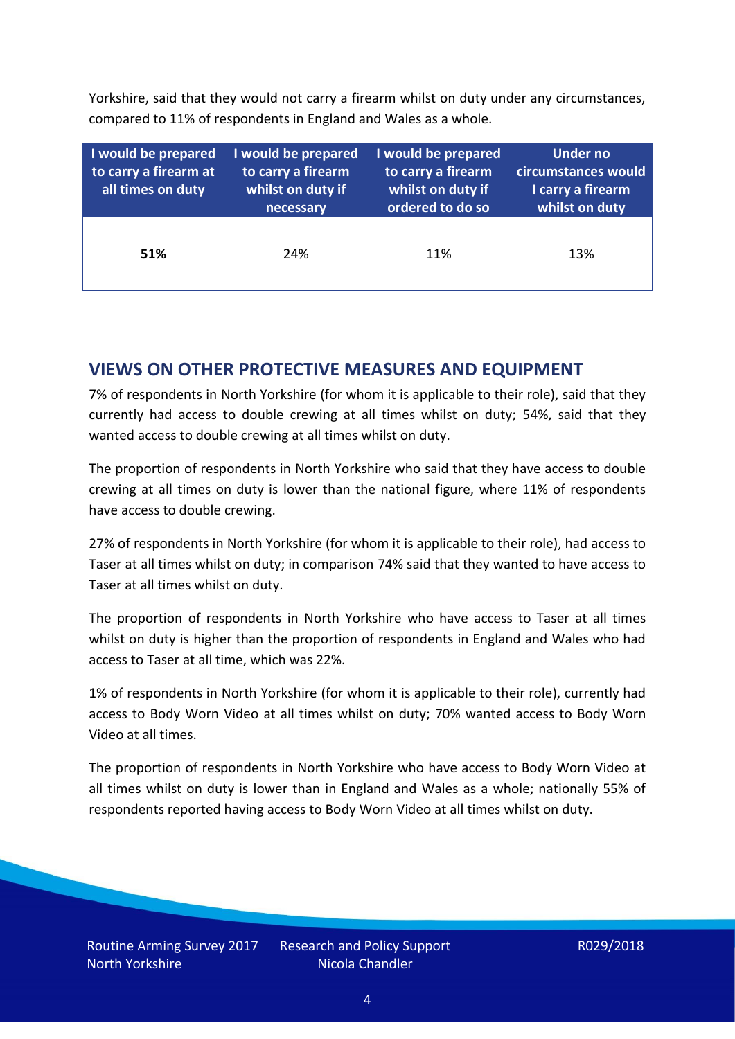Yorkshire, said that they would not carry a firearm whilst on duty under any circumstances, compared to 11% of respondents in England and Wales as a whole.

| I would be prepared to carry a firearm at all times on duty | I would be prepared to carry a firearm whilst on duty if necessary | I would be prepared to carry a firearm whilst on duty if ordered to do so | Under no circumstances would I carry a firearm whilst on duty |
|---|---|---|---|
| **51%** | 24% | 11% | 13% |

## VIEWS ON OTHER PROTECTIVE MEASURES AND EQUIPMENT

7% of respondents in North Yorkshire (for whom it is applicable to their role), said that they currently had access to double crewing at all times whilst on duty; 54%, said that they wanted access to double crewing at all times whilst on duty.

The proportion of respondents in North Yorkshire who said that they have access to double crewing at all times on duty is lower than the national figure, where 11% of respondents have access to double crewing.

27% of respondents in North Yorkshire (for whom it is applicable to their role), had access to Taser at all times whilst on duty; in comparison 74% said that they wanted to have access to Taser at all times whilst on duty.

The proportion of respondents in North Yorkshire who have access to Taser at all times whilst on duty is higher than the proportion of respondents in England and Wales who had access to Taser at all time, which was 22%.

1% of respondents in North Yorkshire (for whom it is applicable to their role), currently had access to Body Worn Video at all times whilst on duty; 70% wanted access to Body Worn Video at all times.

The proportion of respondents in North Yorkshire who have access to Body Worn Video at all times whilst on duty is lower than in England and Wales as a whole; nationally 55% of respondents reported having access to Body Worn Video at all times whilst on duty.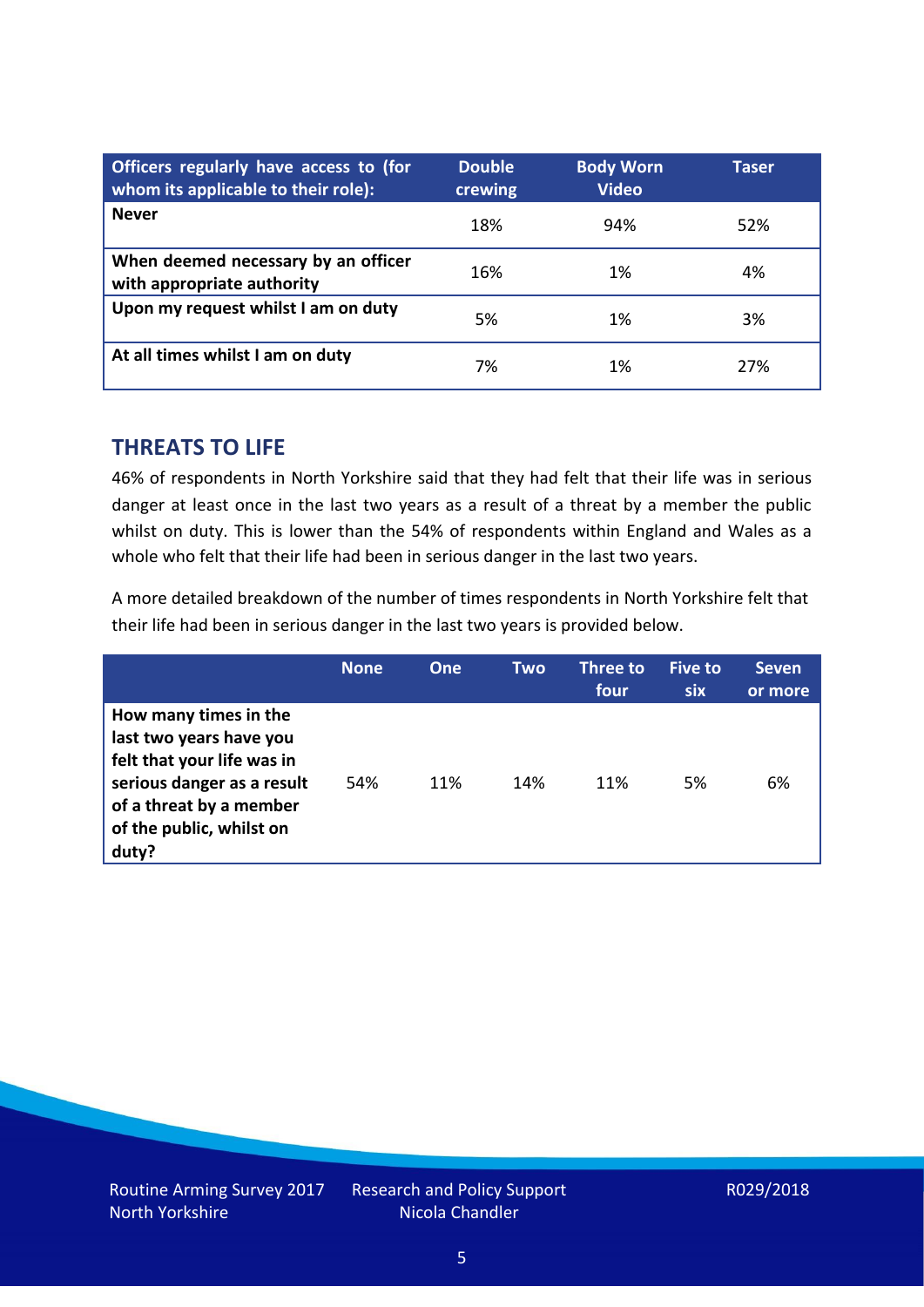| Officers regularly have access to (for whom its applicable to their role): | Double crewing | Body Worn Video | Taser |
|---|---|---|---|
| **Never** | 18% | 94% | 52% |
| **When deemed necessary by an officer with appropriate authority** | 16% | 1% | 4% |
| **Upon my request whilst I am on duty** | 5% | 1% | 3% |
| **At all times whilst I am on duty** | 7% | 1% | 27% |

## THREATS TO LIFE

46% of respondents in North Yorkshire said that they had felt that their life was in serious danger at least once in the last two years as a result of a threat by a member the public whilst on duty. This is lower than the 54% of respondents within England and Wales as a whole who felt that their life had been in serious danger in the last two years.

A more detailed breakdown of the number of times respondents in North Yorkshire felt that their life had been in serious danger in the last two years is provided below.

| | None | One | Two | Three to four | Five to six | Seven or more |
|---|---|---|---|---|---|---|
| **How many times in the last two years have you felt that your life was in serious danger as a result of a threat by a member of the public, whilst on duty?** | 54% | 11% | 14% | 11% | 5% | 6% |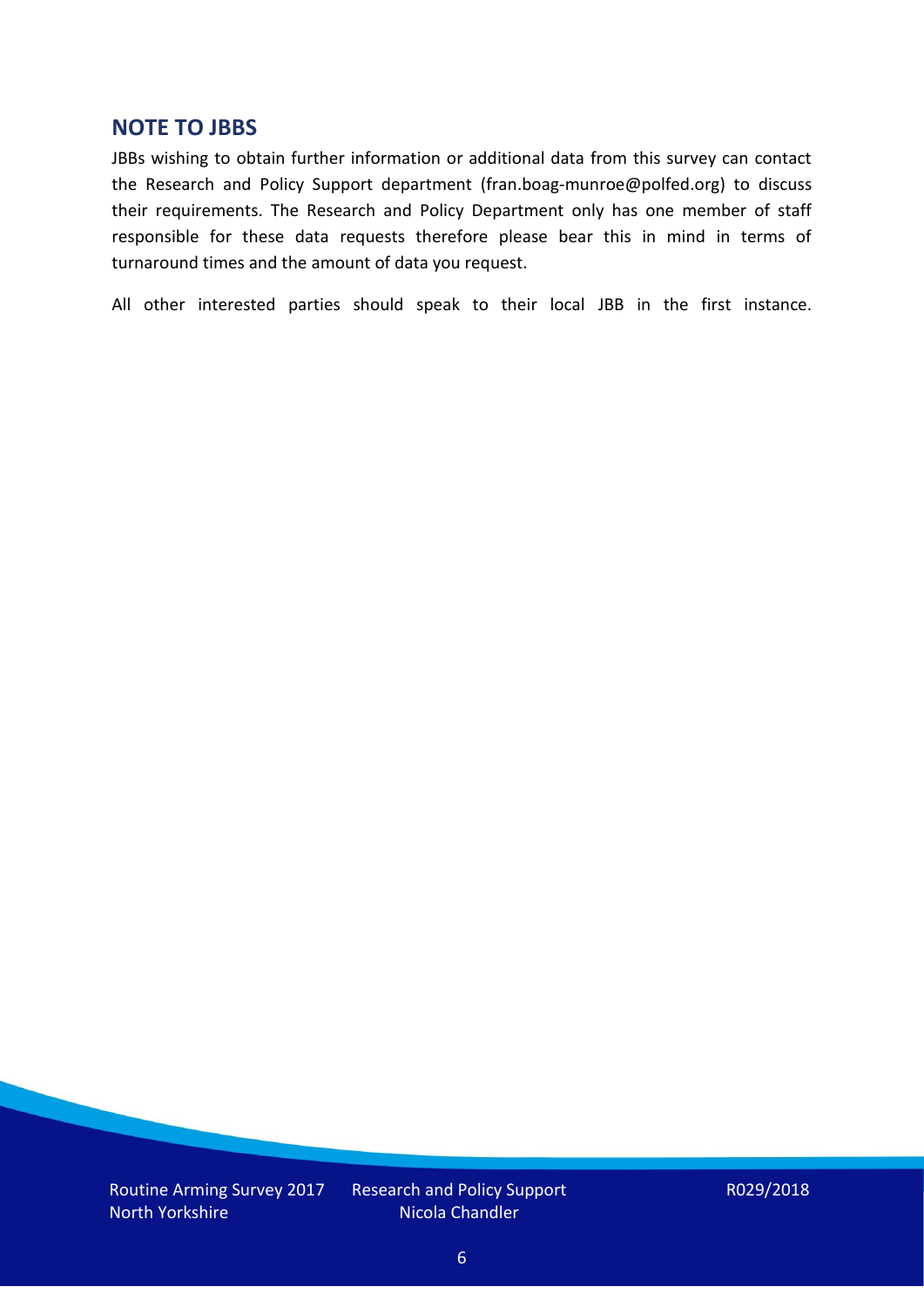## NOTE TO JBBS

JBBs wishing to obtain further information or additional data from this survey can contact the Research and Policy Support department (fran.boag-munroe@polfed.org) to discuss their requirements. The Research and Policy Department only has one member of staff responsible for these data requests therefore please bear this in mind in terms of turnaround times and the amount of data you request.

All other interested parties should speak to their local JBB in the first instance.